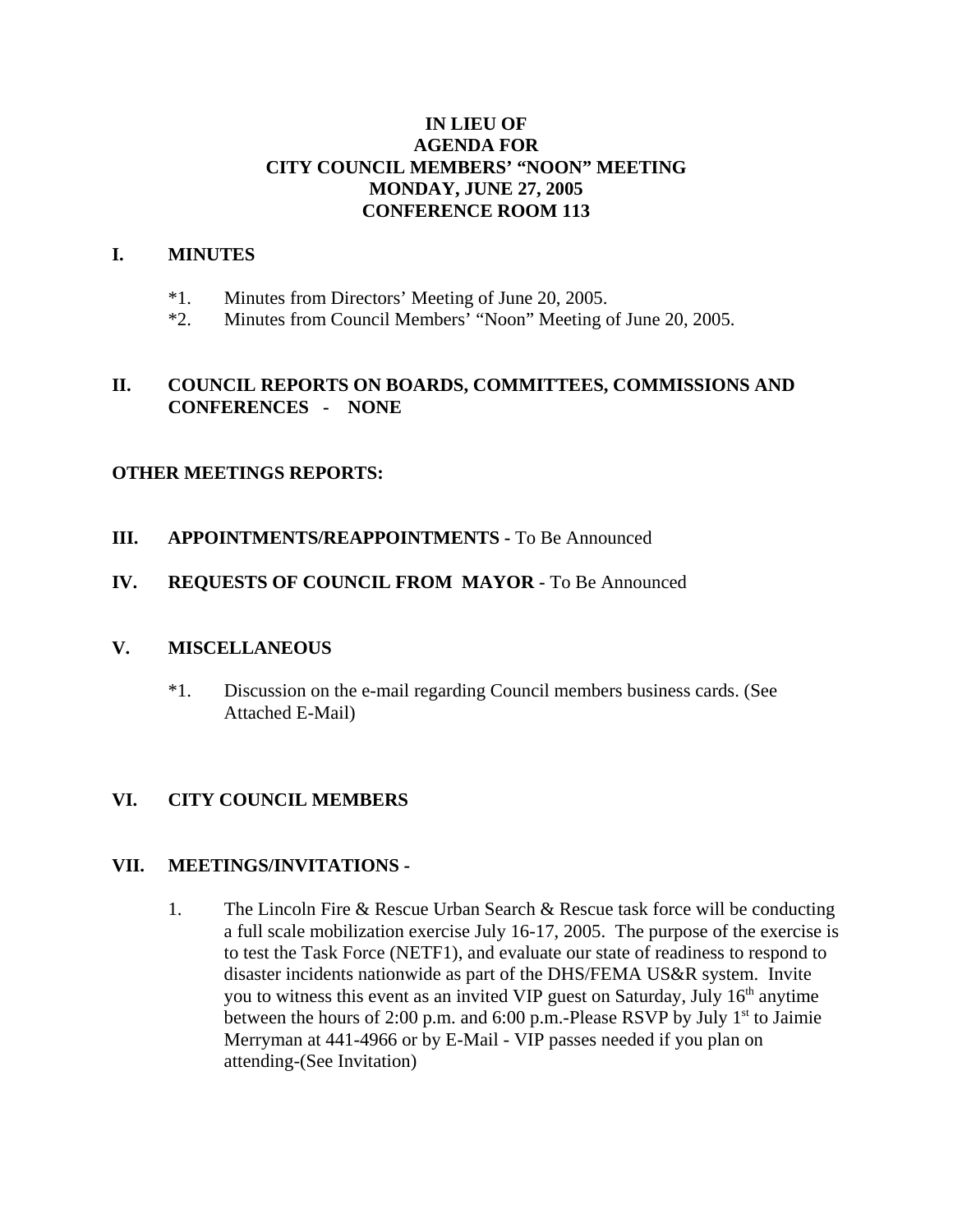# IN LIEU OF AGENDA FOR CITY COUNCIL MEMBERS' "NOON" MEETING MONDAY, JUNE 27, 2005 CONFERENCE ROOM 113

## I. MINUTES

*1. Minutes from Directors' Meeting of June 20, 2005.

*2. Minutes from Council Members' "Noon" Meeting of June 20, 2005.

## II. COUNCIL REPORTS ON BOARDS, COMMITTEES, COMMISSIONS AND CONFERENCES - NONE

## OTHER MEETINGS REPORTS:

## III. APPOINTMENTS/REAPPOINTMENTS - To Be Announced

## IV. REQUESTS OF COUNCIL FROM MAYOR - To Be Announced

## V. MISCELLANEOUS

*1. Discussion on the e-mail regarding Council members business cards. (See Attached E-Mail)

## VI. CITY COUNCIL MEMBERS

## VII. MEETINGS/INVITATIONS -

1. The Lincoln Fire & Rescue Urban Search & Rescue task force will be conducting a full scale mobilization exercise July 16-17, 2005. The purpose of the exercise is to test the Task Force (NETF1), and evaluate our state of readiness to respond to disaster incidents nationwide as part of the DHS/FEMA US&R system. Invite you to witness this event as an invited VIP guest on Saturday, July 16th anytime between the hours of 2:00 p.m. and 6:00 p.m.-Please RSVP by July 1st to Jaimie Merryman at 441-4966 or by E-Mail - VIP passes needed if you plan on attending-(See Invitation)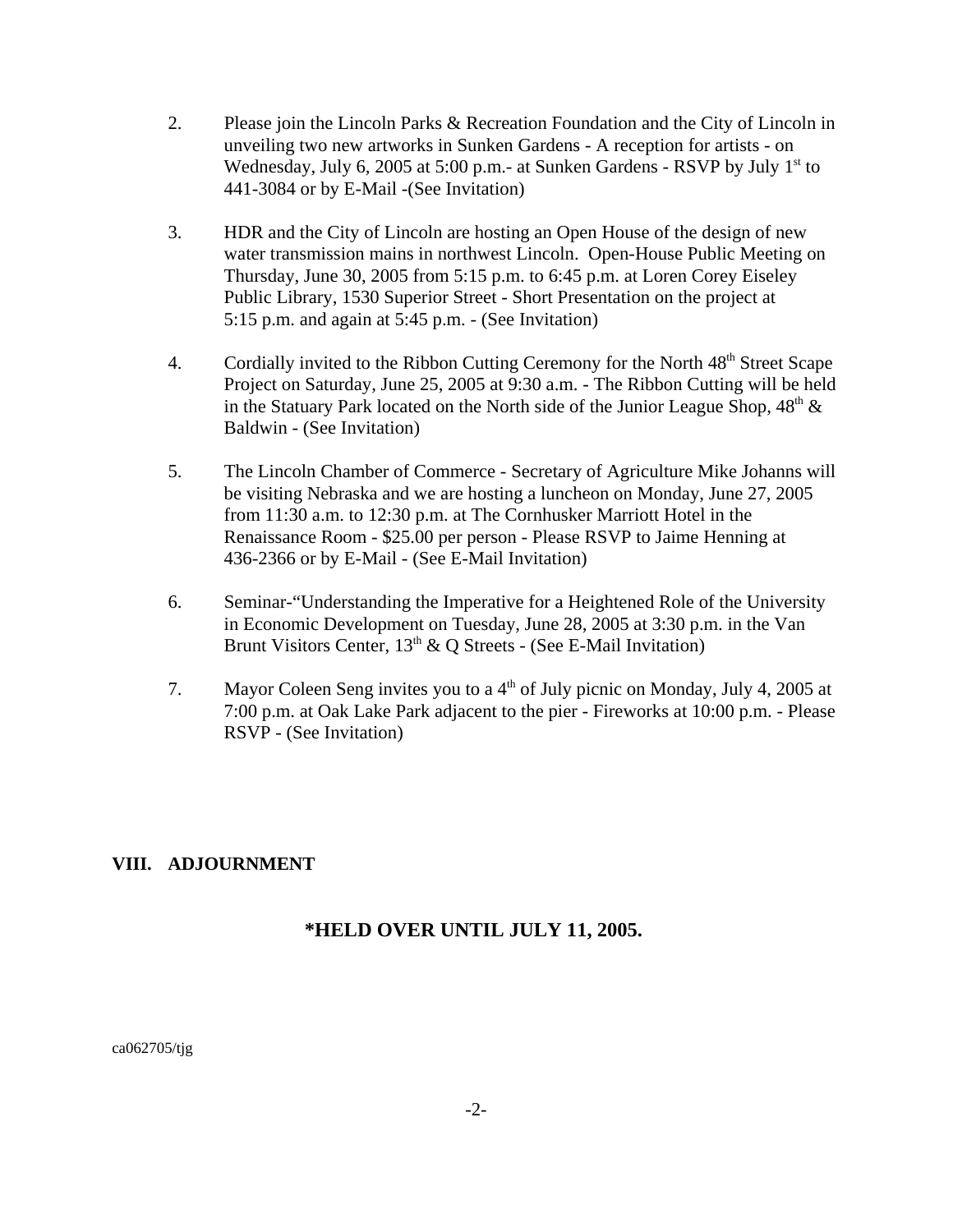2. Please join the Lincoln Parks & Recreation Foundation and the City of Lincoln in unveiling two new artworks in Sunken Gardens - A reception for artists - on Wednesday, July 6, 2005 at 5:00 p.m.- at Sunken Gardens - RSVP by July 1st to 441-3084 or by E-Mail -(See Invitation)

3. HDR and the City of Lincoln are hosting an Open House of the design of new water transmission mains in northwest Lincoln. Open-House Public Meeting on Thursday, June 30, 2005 from 5:15 p.m. to 6:45 p.m. at Loren Corey Eiseley Public Library, 1530 Superior Street - Short Presentation on the project at 5:15 p.m. and again at 5:45 p.m. - (See Invitation)

4. Cordially invited to the Ribbon Cutting Ceremony for the North 48th Street Scape Project on Saturday, June 25, 2005 at 9:30 a.m. - The Ribbon Cutting will be held in the Statuary Park located on the North side of the Junior League Shop, 48th & Baldwin - (See Invitation)

5. The Lincoln Chamber of Commerce - Secretary of Agriculture Mike Johanns will be visiting Nebraska and we are hosting a luncheon on Monday, June 27, 2005 from 11:30 a.m. to 12:30 p.m. at The Cornhusker Marriott Hotel in the Renaissance Room - $25.00 per person - Please RSVP to Jaime Henning at 436-2366 or by E-Mail - (See E-Mail Invitation)

6. Seminar-"Understanding the Imperative for a Heightened Role of the University in Economic Development on Tuesday, June 28, 2005 at 3:30 p.m. in the Van Brunt Visitors Center, 13th & Q Streets - (See E-Mail Invitation)

7. Mayor Coleen Seng invites you to a 4th of July picnic on Monday, July 4, 2005 at 7:00 p.m. at Oak Lake Park adjacent to the pier - Fireworks at 10:00 p.m. - Please RSVP - (See Invitation)

**VIII. ADJOURNMENT**

**\*HELD OVER UNTIL JULY 11, 2005.**

ca062705/tjg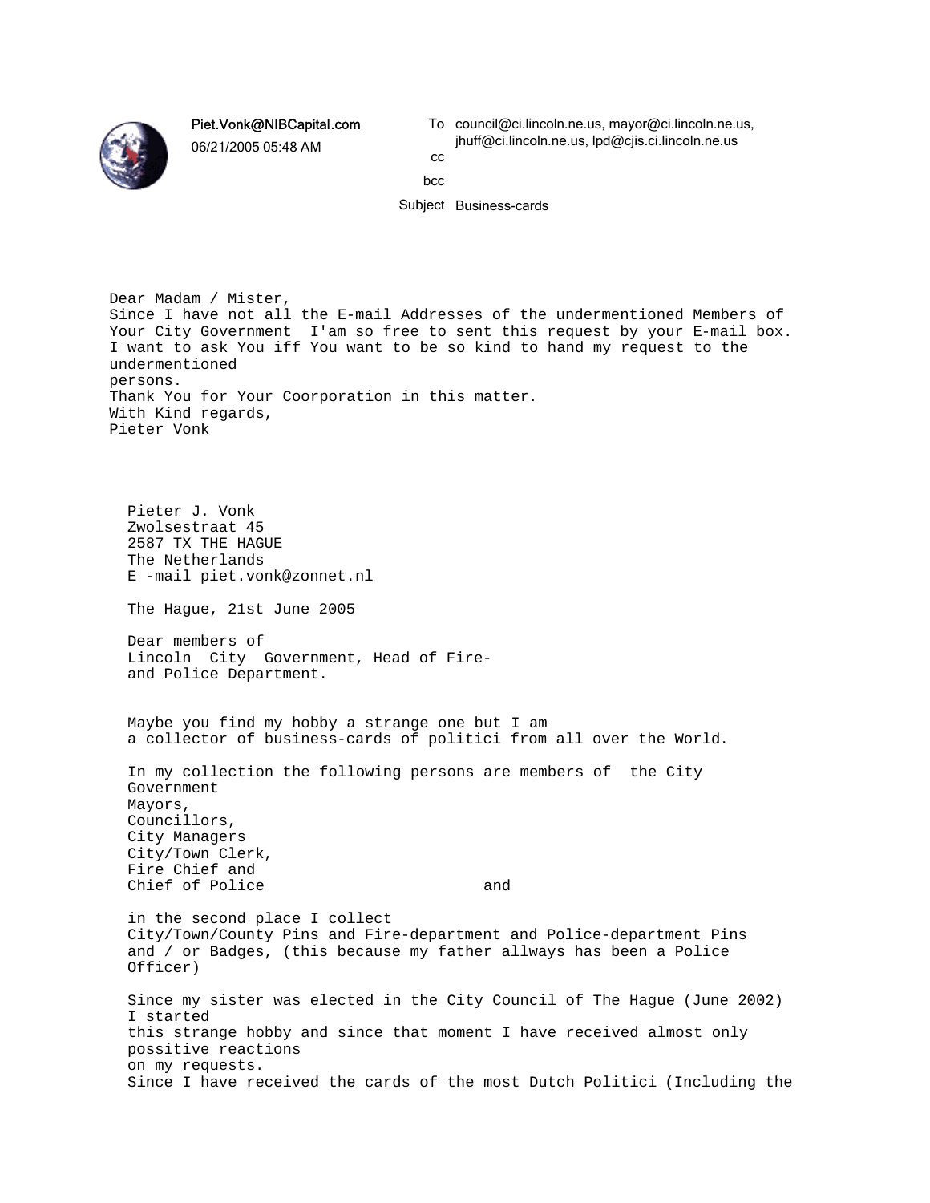Piet.Vonk@NIBCapital.com
06/21/2005 05:48 AM

To: council@ci.lincoln.ne.us, mayor@ci.lincoln.ne.us, jhuff@ci.lincoln.ne.us, lpd@cjis.ci.lincoln.ne.us
cc:
bcc:
Subject: Business-cards

Dear Madam / Mister,
Since I have not all the E-mail Addresses of the undermentioned Members of Your City Government I'am so free to sent this request by your E-mail box.
I want to ask You iff You want to be so kind to hand my request to the undermentioned
persons.
Thank You for Your Coorporation in this matter.
With Kind regards,
Pieter Vonk

Pieter J. Vonk
Zwolsestraat 45
2587 TX THE HAGUE
The Netherlands
E -mail piet.vonk@zonnet.nl

The Hague, 21st June 2005

Dear members of
Lincoln City Government, Head of Fire-
and Police Department.

Maybe you find my hobby a strange one but I am
a collector of business-cards of politici from all over the World.

In my collection the following persons are members of the City
Government
Mayors,
Councillors,
City Managers
City/Town Clerk,
Fire Chief and
Chief of Police and

in the second place I collect
City/Town/County Pins and Fire-department and Police-department Pins
and / or Badges, (this because my father allways has been a Police
Officer)

Since my sister was elected in the City Council of The Hague (June 2002)
I started
this strange hobby and since that moment I have received almost only
possitive reactions
on my requests.
Since I have received the cards of the most Dutch Politici (Including the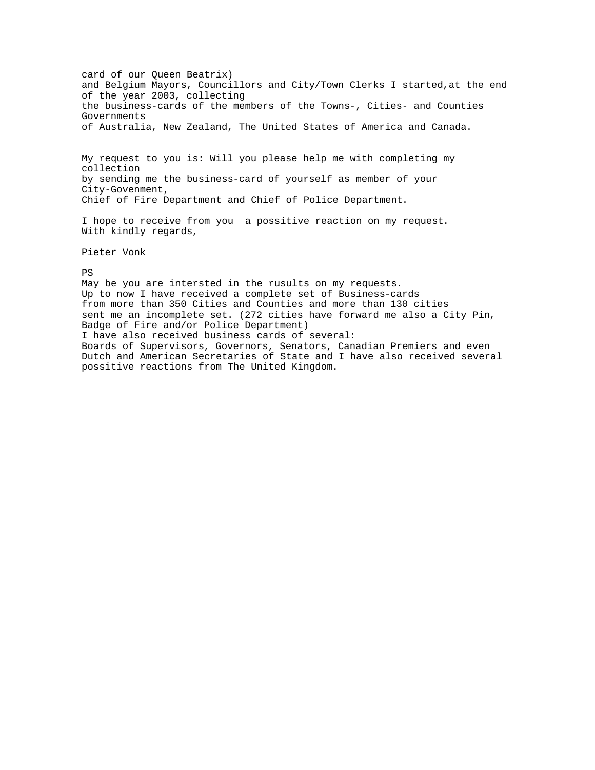card of our Queen Beatrix)
and Belgium Mayors, Councillors and City/Town Clerks I started,at the end of the year 2003, collecting
the business-cards of the members of the Towns-, Cities- and Counties Governments
of Australia, New Zealand, The United States of America and Canada.

My request to you is: Will you please help me with completing my collection
by sending me the business-card of yourself as member of your City-Govenment,
Chief of Fire Department and Chief of Police Department.

I hope to receive from you a possitive reaction on my request.
With kindly regards,

Pieter Vonk

PS
May be you are intersted in the rusults on my requests.
Up to now I have received a complete set of Business-cards
from more than 350 Cities and Counties and more than 130 cities
sent me an incomplete set. (272 cities have forward me also a City Pin, Badge of Fire and/or Police Department)
I have also received business cards of several:
Boards of Supervisors, Governors, Senators, Canadian Premiers and even Dutch and American Secretaries of State and I have also received several possitive reactions from The United Kingdom.